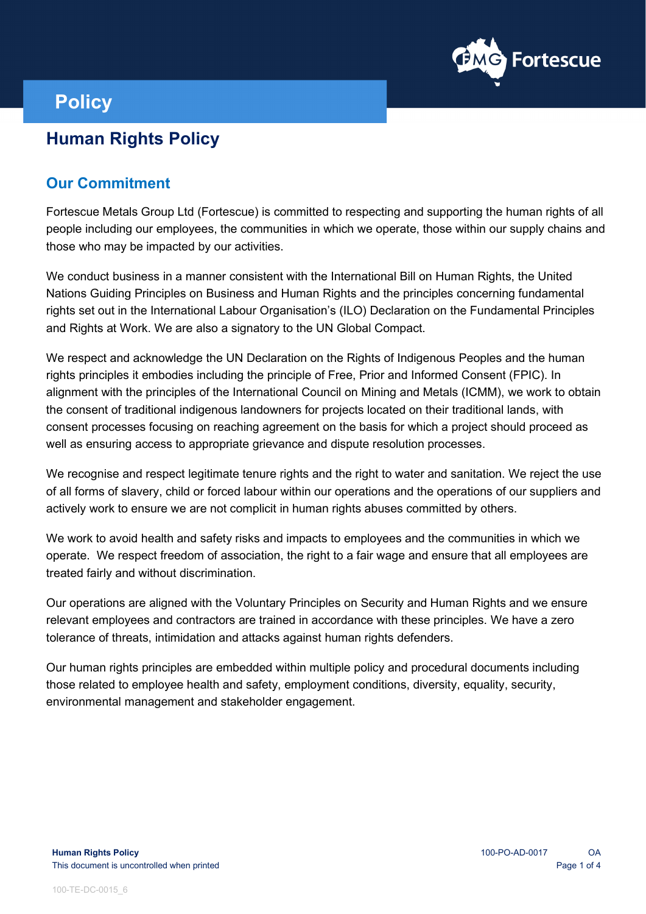# Policy

## Human Rights Policy

### Our Commitment

Fortescue Metals Group Ltd (Fortescue) is committed to respecting and supporting the human rights of all people including our employees, the communities in which we operate, those within our supply chains and those who may be impacted by our activities.

We conduct business in a manner consistent with the International Bill on Human Rights, the United Nations Guiding Principles on Business and Human Rights and the principles concerning fundamental rights set out in the International Labour Organisation's (ILO) Declaration on the Fundamental Principles and Rights at Work. We are also a signatory to the UN Global Compact.

We respect and acknowledge the UN Declaration on the Rights of Indigenous Peoples and the human rights principles it embodies including the principle of Free, Prior and Informed Consent (FPIC). In alignment with the principles of the International Council on Mining and Metals (ICMM), we work to obtain the consent of traditional indigenous landowners for projects located on their traditional lands, with consent processes focusing on reaching agreement on the basis for which a project should proceed as well as ensuring access to appropriate grievance and dispute resolution processes.

We recognise and respect legitimate tenure rights and the right to water and sanitation. We reject the use of all forms of slavery, child or forced labour within our operations and the operations of our suppliers and actively work to ensure we are not complicit in human rights abuses committed by others.

We work to avoid health and safety risks and impacts to employees and the communities in which we operate. We respect freedom of association, the right to a fair wage and ensure that all employees are treated fairly and without discrimination.

Our operations are aligned with the Voluntary Principles on Security and Human Rights and we ensure relevant employees and contractors are trained in accordance with these principles. We have a zero tolerance of threats, intimidation and attacks against human rights defenders.

Our human rights principles are embedded within multiple policy and procedural documents including those related to employee health and safety, employment conditions, diversity, equality, security, environmental management and stakeholder engagement.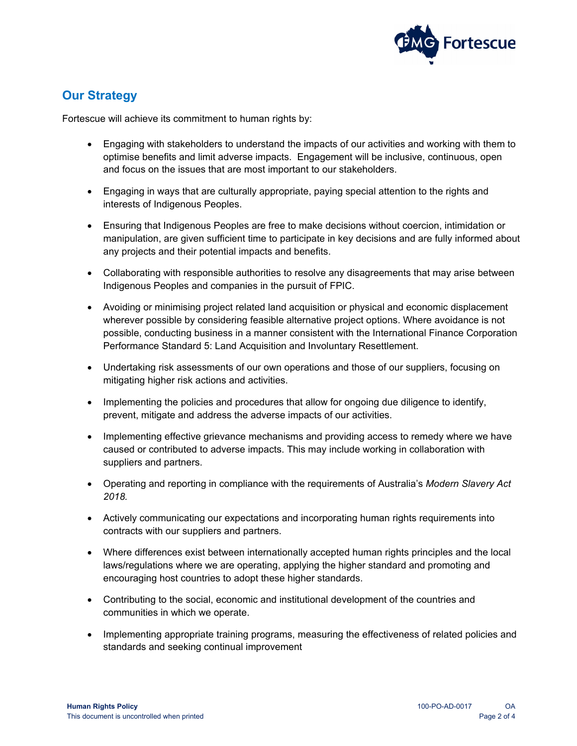## Our Strategy

Fortescue will achieve its commitment to human rights by:

- Engaging with stakeholders to understand the impacts of our activities and working with them to optimise benefits and limit adverse impacts. Engagement will be inclusive, continuous, open and focus on the issues that are most important to our stakeholders.
- Engaging in ways that are culturally appropriate, paying special attention to the rights and interests of Indigenous Peoples.
- Ensuring that Indigenous Peoples are free to make decisions without coercion, intimidation or manipulation, are given sufficient time to participate in key decisions and are fully informed about any projects and their potential impacts and benefits.
- Collaborating with responsible authorities to resolve any disagreements that may arise between Indigenous Peoples and companies in the pursuit of FPIC.
- Avoiding or minimising project related land acquisition or physical and economic displacement wherever possible by considering feasible alternative project options. Where avoidance is not possible, conducting business in a manner consistent with the International Finance Corporation Performance Standard 5: Land Acquisition and Involuntary Resettlement.
- Undertaking risk assessments of our own operations and those of our suppliers, focusing on mitigating higher risk actions and activities.
- Implementing the policies and procedures that allow for ongoing due diligence to identify, prevent, mitigate and address the adverse impacts of our activities.
- Implementing effective grievance mechanisms and providing access to remedy where we have caused or contributed to adverse impacts. This may include working in collaboration with suppliers and partners.
- Operating and reporting in compliance with the requirements of Australia's *Modern Slavery Act 2018.*
- Actively communicating our expectations and incorporating human rights requirements into contracts with our suppliers and partners.
- Where differences exist between internationally accepted human rights principles and the local laws/regulations where we are operating, applying the higher standard and promoting and encouraging host countries to adopt these higher standards.
- Contributing to the social, economic and institutional development of the countries and communities in which we operate.
- Implementing appropriate training programs, measuring the effectiveness of related policies and standards and seeking continual improvement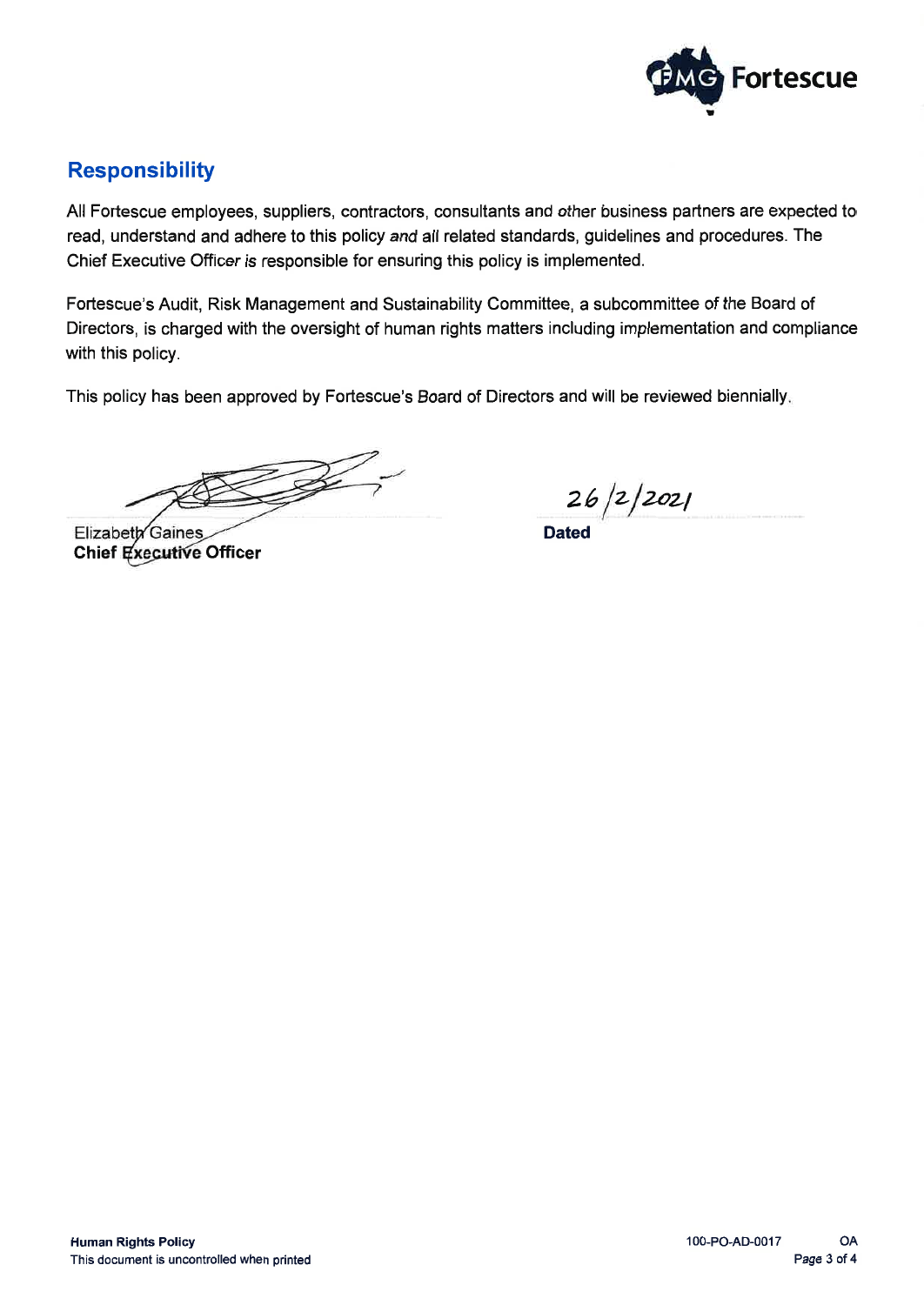## Responsibility

All Fortescue employees, suppliers, contractors, consultants and other business partners are expected to read, understand and adhere to this policy and all related standards, guidelines and procedures. The Chief Executive Officer is responsible for ensuring this policy is implemented.

Fortescue's Audit, Risk Management and Sustainability Committee, a subcommittee of the Board of Directors, is charged with the oversight of human rights matters including implementation and compliance with this policy.

This policy has been approved by Fortescue's Board of Directors and will be reviewed biennially.

Elizabeth Gaines
**Chief Executive Officer**

26/2/2021
**Dated**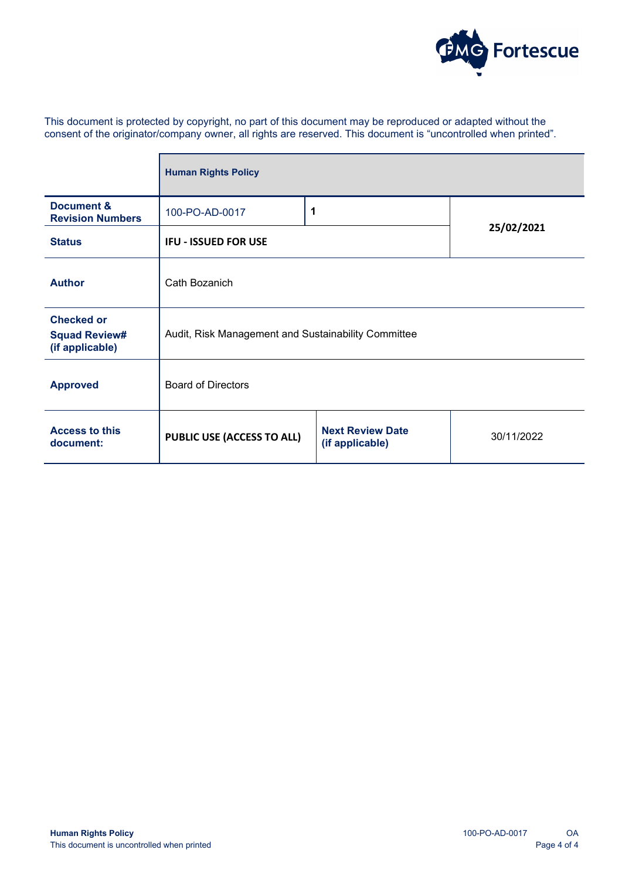This document is protected by copyright, no part of this document may be reproduced or adapted without the consent of the originator/company owner, all rights are reserved. This document is "uncontrolled when printed".

| | | | |
|---|---|---|---|
| | **Human Rights Policy** | | |
| **Document & Revision Numbers** | 100-PO-AD-0017 | **1** | **25/02/2021** |
| **Status** | **IFU - ISSUED FOR USE** | | |
| **Author** | Cath Bozanich | | |
| **Checked or Squad Review# (if applicable)** | Audit, Risk Management and Sustainability Committee | | |
| **Approved** | Board of Directors | | |
| **Access to this document:** | **PUBLIC USE (ACCESS TO ALL)** | **Next Review Date (if applicable)** | 30/11/2022 |